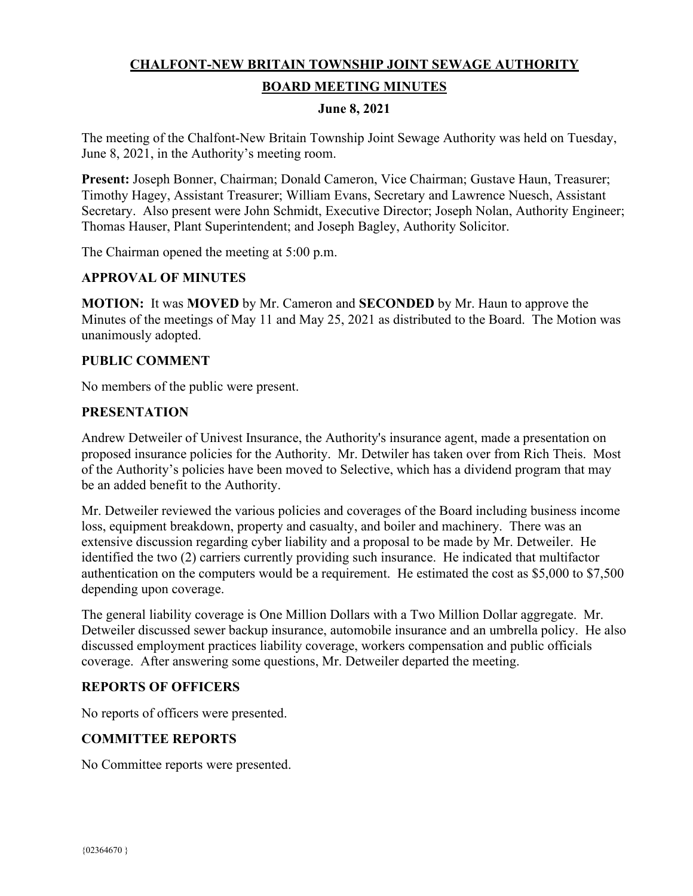# CHALFONT-NEW BRITAIN TOWNSHIP JOINT SEWAGE AUTHORITY

## BOARD MEETING MINUTES

### June 8, 2021

The meeting of the Chalfont-New Britain Township Joint Sewage Authority was held on Tuesday, June 8, 2021, in the Authority's meeting room.

**Present:** Joseph Bonner, Chairman; Donald Cameron, Vice Chairman; Gustave Haun, Treasurer; Timothy Hagey, Assistant Treasurer; William Evans, Secretary and Lawrence Nuesch, Assistant Secretary. Also present were John Schmidt, Executive Director; Joseph Nolan, Authority Engineer; Thomas Hauser, Plant Superintendent; and Joseph Bagley, Authority Solicitor.

The Chairman opened the meeting at 5:00 p.m.

### APPROVAL OF MINUTES

**MOTION:** It was **MOVED** by Mr. Cameron and **SECONDED** by Mr. Haun to approve the Minutes of the meetings of May 11 and May 25, 2021 as distributed to the Board. The Motion was unanimously adopted.

### PUBLIC COMMENT

No members of the public were present.

### PRESENTATION

Andrew Detweiler of Univest Insurance, the Authority's insurance agent, made a presentation on proposed insurance policies for the Authority. Mr. Detwiler has taken over from Rich Theis. Most of the Authority's policies have been moved to Selective, which has a dividend program that may be an added benefit to the Authority.

Mr. Detweiler reviewed the various policies and coverages of the Board including business income loss, equipment breakdown, property and casualty, and boiler and machinery. There was an extensive discussion regarding cyber liability and a proposal to be made by Mr. Detweiler. He identified the two (2) carriers currently providing such insurance. He indicated that multifactor authentication on the computers would be a requirement. He estimated the cost as $5,000 to $7,500 depending upon coverage.

The general liability coverage is One Million Dollars with a Two Million Dollar aggregate. Mr. Detweiler discussed sewer backup insurance, automobile insurance and an umbrella policy. He also discussed employment practices liability coverage, workers compensation and public officials coverage. After answering some questions, Mr. Detweiler departed the meeting.

### REPORTS OF OFFICERS

No reports of officers were presented.

### COMMITTEE REPORTS

No Committee reports were presented.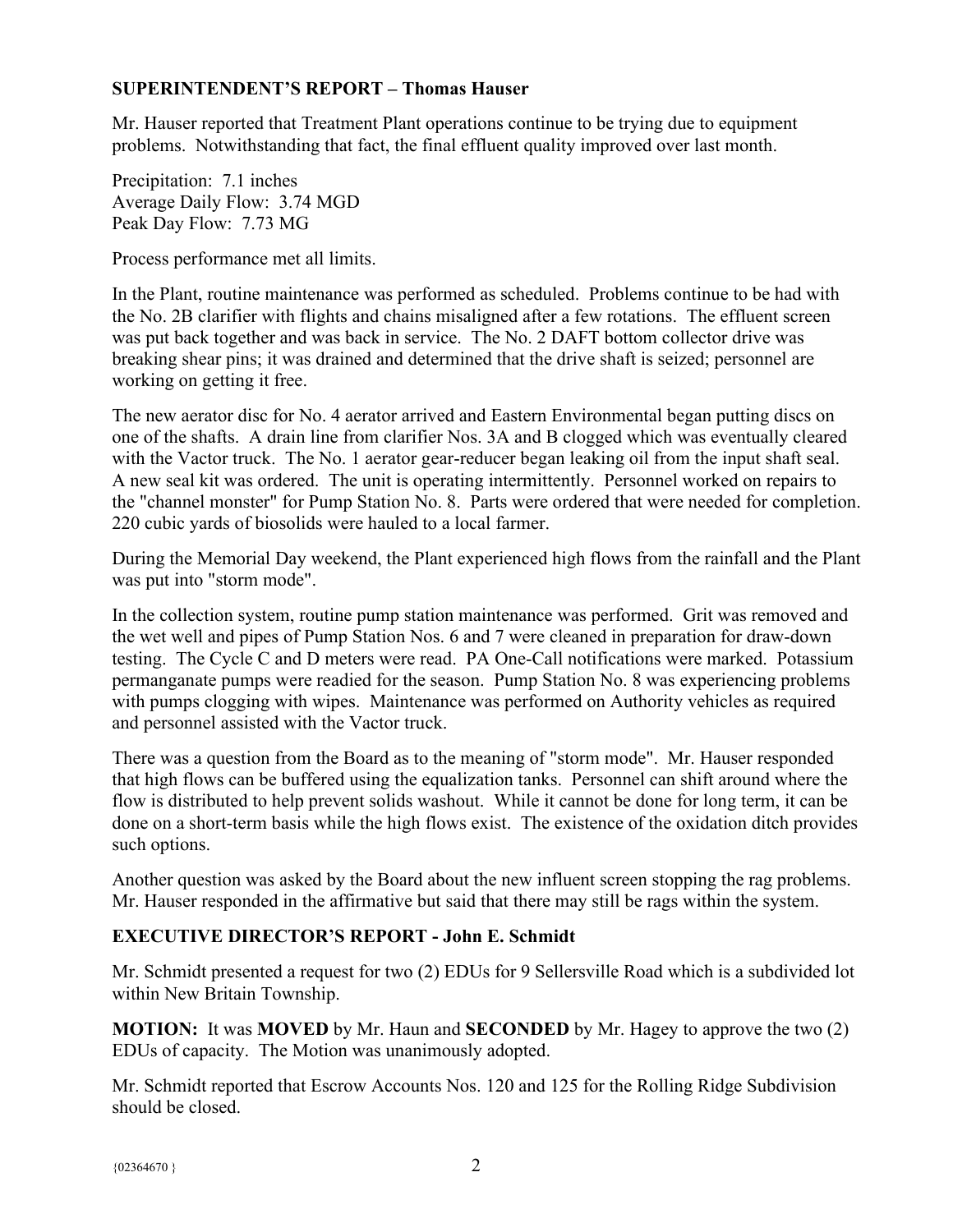## SUPERINTENDENT'S REPORT – Thomas Hauser

Mr. Hauser reported that Treatment Plant operations continue to be trying due to equipment problems. Notwithstanding that fact, the final effluent quality improved over last month.

Precipitation: 7.1 inches
Average Daily Flow: 3.74 MGD
Peak Day Flow: 7.73 MG

Process performance met all limits.

In the Plant, routine maintenance was performed as scheduled. Problems continue to be had with the No. 2B clarifier with flights and chains misaligned after a few rotations. The effluent screen was put back together and was back in service. The No. 2 DAFT bottom collector drive was breaking shear pins; it was drained and determined that the drive shaft is seized; personnel are working on getting it free.

The new aerator disc for No. 4 aerator arrived and Eastern Environmental began putting discs on one of the shafts. A drain line from clarifier Nos. 3A and B clogged which was eventually cleared with the Vactor truck. The No. 1 aerator gear-reducer began leaking oil from the input shaft seal. A new seal kit was ordered. The unit is operating intermittently. Personnel worked on repairs to the "channel monster" for Pump Station No. 8. Parts were ordered that were needed for completion. 220 cubic yards of biosolids were hauled to a local farmer.

During the Memorial Day weekend, the Plant experienced high flows from the rainfall and the Plant was put into "storm mode".

In the collection system, routine pump station maintenance was performed. Grit was removed and the wet well and pipes of Pump Station Nos. 6 and 7 were cleaned in preparation for draw-down testing. The Cycle C and D meters were read. PA One-Call notifications were marked. Potassium permanganate pumps were readied for the season. Pump Station No. 8 was experiencing problems with pumps clogging with wipes. Maintenance was performed on Authority vehicles as required and personnel assisted with the Vactor truck.

There was a question from the Board as to the meaning of "storm mode". Mr. Hauser responded that high flows can be buffered using the equalization tanks. Personnel can shift around where the flow is distributed to help prevent solids washout. While it cannot be done for long term, it can be done on a short-term basis while the high flows exist. The existence of the oxidation ditch provides such options.

Another question was asked by the Board about the new influent screen stopping the rag problems. Mr. Hauser responded in the affirmative but said that there may still be rags within the system.

## EXECUTIVE DIRECTOR'S REPORT - John E. Schmidt

Mr. Schmidt presented a request for two (2) EDUs for 9 Sellersville Road which is a subdivided lot within New Britain Township.

**MOTION:** It was **MOVED** by Mr. Haun and **SECONDED** by Mr. Hagey to approve the two (2) EDUs of capacity. The Motion was unanimously adopted.

Mr. Schmidt reported that Escrow Accounts Nos. 120 and 125 for the Rolling Ridge Subdivision should be closed.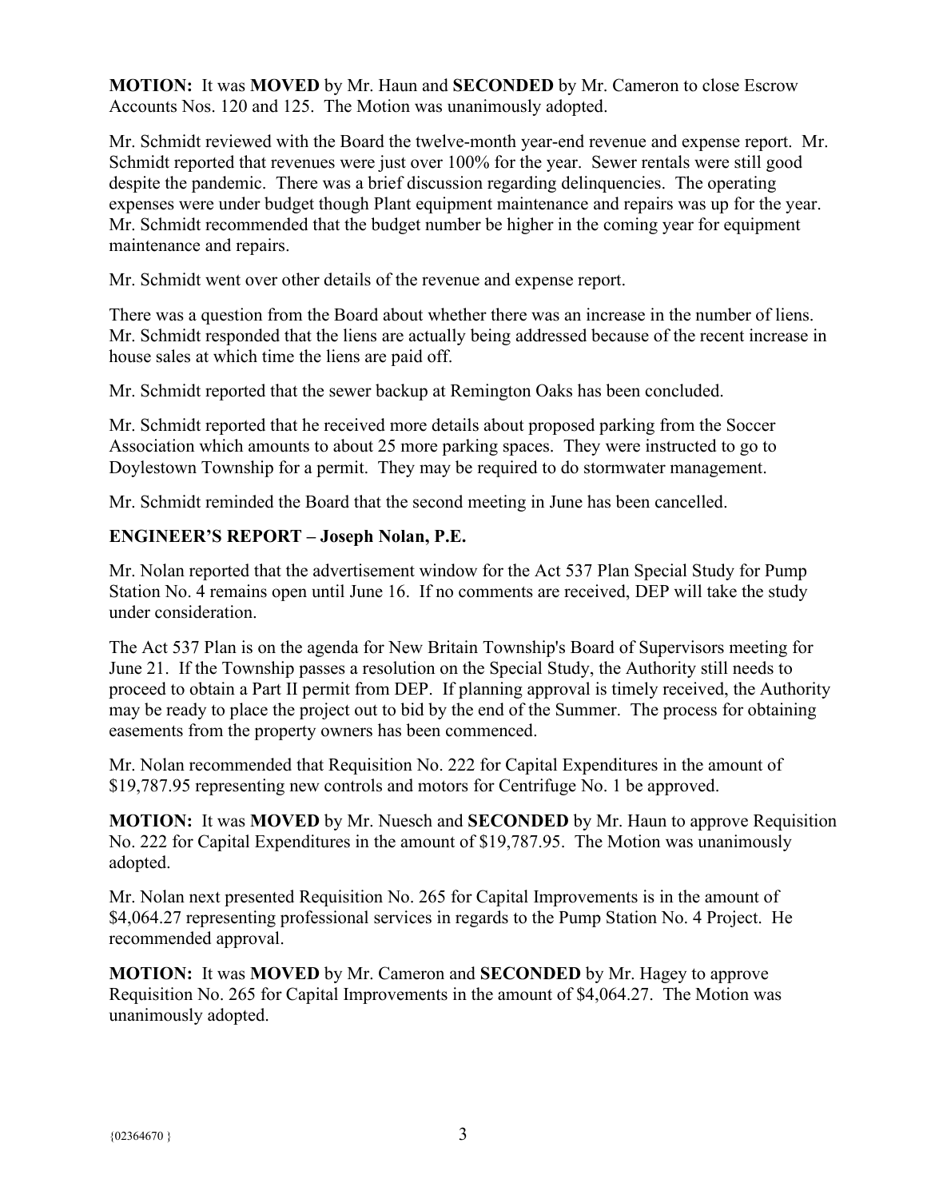**MOTION:** It was **MOVED** by Mr. Haun and **SECONDED** by Mr. Cameron to close Escrow Accounts Nos. 120 and 125. The Motion was unanimously adopted.

Mr. Schmidt reviewed with the Board the twelve-month year-end revenue and expense report. Mr. Schmidt reported that revenues were just over 100% for the year. Sewer rentals were still good despite the pandemic. There was a brief discussion regarding delinquencies. The operating expenses were under budget though Plant equipment maintenance and repairs was up for the year. Mr. Schmidt recommended that the budget number be higher in the coming year for equipment maintenance and repairs.

Mr. Schmidt went over other details of the revenue and expense report.

There was a question from the Board about whether there was an increase in the number of liens. Mr. Schmidt responded that the liens are actually being addressed because of the recent increase in house sales at which time the liens are paid off.

Mr. Schmidt reported that the sewer backup at Remington Oaks has been concluded.

Mr. Schmidt reported that he received more details about proposed parking from the Soccer Association which amounts to about 25 more parking spaces. They were instructed to go to Doylestown Township for a permit. They may be required to do stormwater management.

Mr. Schmidt reminded the Board that the second meeting in June has been cancelled.

**ENGINEER'S REPORT – Joseph Nolan, P.E.**

Mr. Nolan reported that the advertisement window for the Act 537 Plan Special Study for Pump Station No. 4 remains open until June 16. If no comments are received, DEP will take the study under consideration.

The Act 537 Plan is on the agenda for New Britain Township's Board of Supervisors meeting for June 21. If the Township passes a resolution on the Special Study, the Authority still needs to proceed to obtain a Part II permit from DEP. If planning approval is timely received, the Authority may be ready to place the project out to bid by the end of the Summer. The process for obtaining easements from the property owners has been commenced.

Mr. Nolan recommended that Requisition No. 222 for Capital Expenditures in the amount of $19,787.95 representing new controls and motors for Centrifuge No. 1 be approved.

**MOTION:** It was **MOVED** by Mr. Nuesch and **SECONDED** by Mr. Haun to approve Requisition No. 222 for Capital Expenditures in the amount of $19,787.95. The Motion was unanimously adopted.

Mr. Nolan next presented Requisition No. 265 for Capital Improvements is in the amount of $4,064.27 representing professional services in regards to the Pump Station No. 4 Project. He recommended approval.

**MOTION:** It was **MOVED** by Mr. Cameron and **SECONDED** by Mr. Hagey to approve Requisition No. 265 for Capital Improvements in the amount of $4,064.27. The Motion was unanimously adopted.

{02364670 }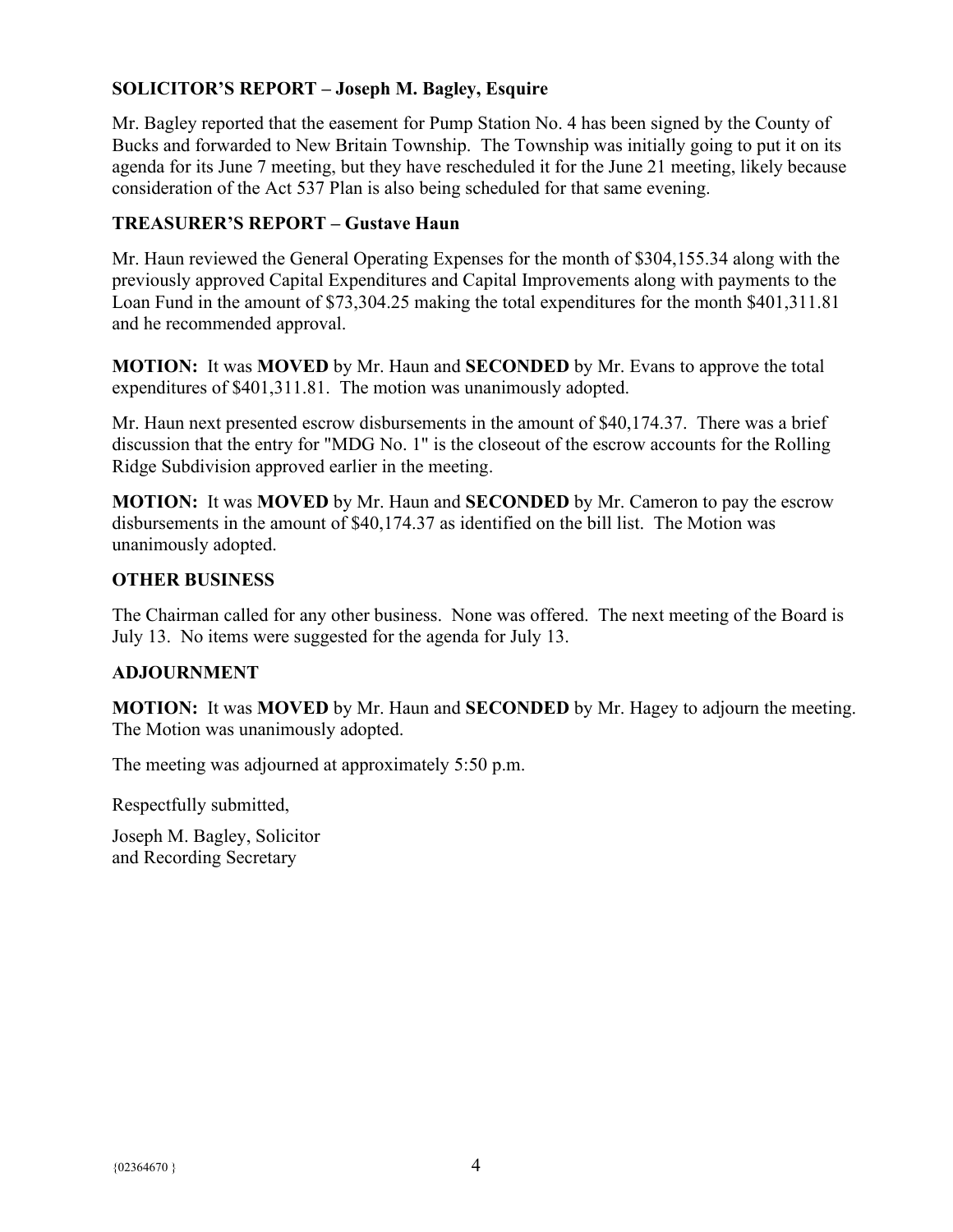**SOLICITOR'S REPORT – Joseph M. Bagley, Esquire**

Mr. Bagley reported that the easement for Pump Station No. 4 has been signed by the County of Bucks and forwarded to New Britain Township. The Township was initially going to put it on its agenda for its June 7 meeting, but they have rescheduled it for the June 21 meeting, likely because consideration of the Act 537 Plan is also being scheduled for that same evening.

**TREASURER'S REPORT – Gustave Haun**

Mr. Haun reviewed the General Operating Expenses for the month of $304,155.34 along with the previously approved Capital Expenditures and Capital Improvements along with payments to the Loan Fund in the amount of $73,304.25 making the total expenditures for the month $401,311.81 and he recommended approval.

**MOTION:** It was **MOVED** by Mr. Haun and **SECONDED** by Mr. Evans to approve the total expenditures of $401,311.81. The motion was unanimously adopted.

Mr. Haun next presented escrow disbursements in the amount of $40,174.37. There was a brief discussion that the entry for "MDG No. 1" is the closeout of the escrow accounts for the Rolling Ridge Subdivision approved earlier in the meeting.

**MOTION:** It was **MOVED** by Mr. Haun and **SECONDED** by Mr. Cameron to pay the escrow disbursements in the amount of $40,174.37 as identified on the bill list. The Motion was unanimously adopted.

**OTHER BUSINESS**

The Chairman called for any other business. None was offered. The next meeting of the Board is July 13. No items were suggested for the agenda for July 13.

**ADJOURNMENT**

**MOTION:** It was **MOVED** by Mr. Haun and **SECONDED** by Mr. Hagey to adjourn the meeting. The Motion was unanimously adopted.

The meeting was adjourned at approximately 5:50 p.m.

Respectfully submitted,

Joseph M. Bagley, Solicitor
and Recording Secretary

{02364670 }